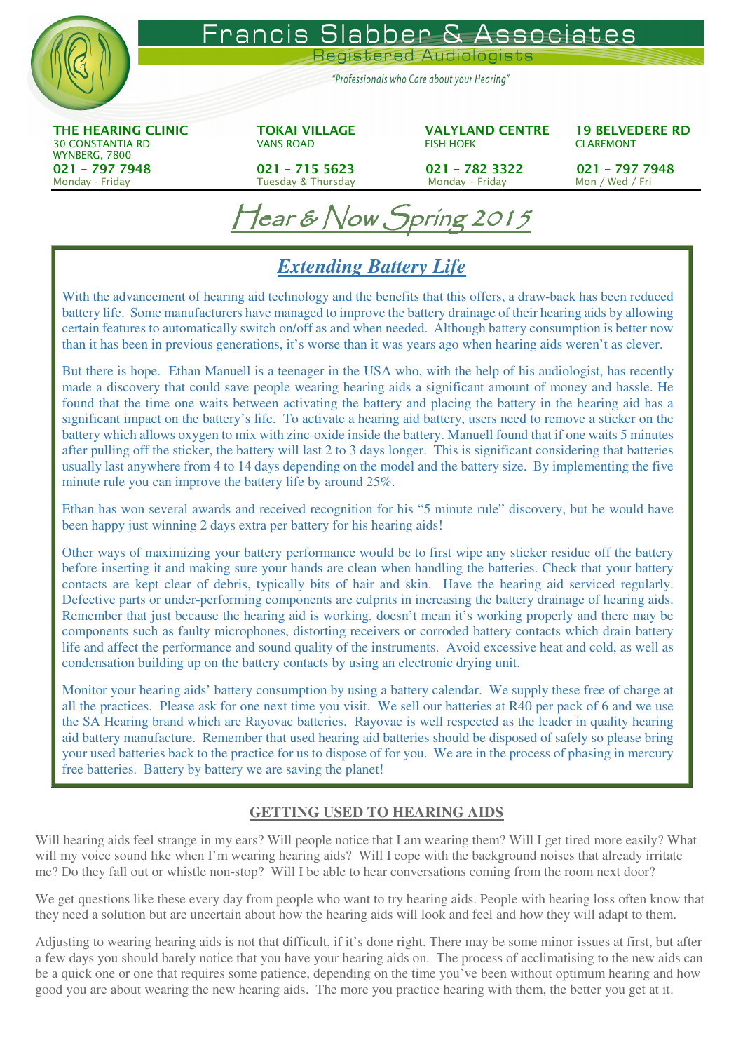# Francis Slabber & Associates

Registered Audiologists

*"Professionals who Care about your Hearing"*

| THE HEARING CLINIC | TOKAI VILLAGE | VALYLAND CENTRE | 19 BELVEDERE RD |
|---|---|---|---|
| 30 CONSTANTIA RD WYNBERG, 7800 | VANS ROAD | FISH HOEK | CLAREMONT |
| 021 – 797 7948 | 021 – 715 5623 | 021 – 782 3322 | 021 – 797 7948 |
| Monday - Friday | Tuesday & Thursday | Monday – Friday | Mon / Wed / Fri |

## Hear & Now Spring 2015

### *Extending Battery Life*

With the advancement of hearing aid technology and the benefits that this offers, a draw-back has been reduced battery life. Some manufacturers have managed to improve the battery drainage of their hearing aids by allowing certain features to automatically switch on/off as and when needed. Although battery consumption is better now than it has been in previous generations, it's worse than it was years ago when hearing aids weren't as clever.

But there is hope. Ethan Manuell is a teenager in the USA who, with the help of his audiologist, has recently made a discovery that could save people wearing hearing aids a significant amount of money and hassle. He found that the time one waits between activating the battery and placing the battery in the hearing aid has a significant impact on the battery's life. To activate a hearing aid battery, users need to remove a sticker on the battery which allows oxygen to mix with zinc-oxide inside the battery. Manuell found that if one waits 5 minutes after pulling off the sticker, the battery will last 2 to 3 days longer. This is significant considering that batteries usually last anywhere from 4 to 14 days depending on the model and the battery size. By implementing the five minute rule you can improve the battery life by around 25%.

Ethan has won several awards and received recognition for his "5 minute rule" discovery, but he would have been happy just winning 2 days extra per battery for his hearing aids!

Other ways of maximizing your battery performance would be to first wipe any sticker residue off the battery before inserting it and making sure your hands are clean when handling the batteries. Check that your battery contacts are kept clear of debris, typically bits of hair and skin. Have the hearing aid serviced regularly. Defective parts or under-performing components are culprits in increasing the battery drainage of hearing aids. Remember that just because the hearing aid is working, doesn't mean it's working properly and there may be components such as faulty microphones, distorting receivers or corroded battery contacts which drain battery life and affect the performance and sound quality of the instruments. Avoid excessive heat and cold, as well as condensation building up on the battery contacts by using an electronic drying unit.

Monitor your hearing aids' battery consumption by using a battery calendar. We supply these free of charge at all the practices. Please ask for one next time you visit. We sell our batteries at R40 per pack of 6 and we use the SA Hearing brand which are Rayovac batteries. Rayovac is well respected as the leader in quality hearing aid battery manufacture. Remember that used hearing aid batteries should be disposed of safely so please bring your used batteries back to the practice for us to dispose of for you. We are in the process of phasing in mercury free batteries. Battery by battery we are saving the planet!

### GETTING USED TO HEARING AIDS

Will hearing aids feel strange in my ears? Will people notice that I am wearing them? Will I get tired more easily? What will my voice sound like when I'm wearing hearing aids? Will I cope with the background noises that already irritate me? Do they fall out or whistle non-stop? Will I be able to hear conversations coming from the room next door?

We get questions like these every day from people who want to try hearing aids. People with hearing loss often know that they need a solution but are uncertain about how the hearing aids will look and feel and how they will adapt to them.

Adjusting to wearing hearing aids is not that difficult, if it's done right. There may be some minor issues at first, but after a few days you should barely notice that you have your hearing aids on. The process of acclimatising to the new aids can be a quick one or one that requires some patience, depending on the time you've been without optimum hearing and how good you are about wearing the new hearing aids. The more you practice hearing with them, the better you get at it.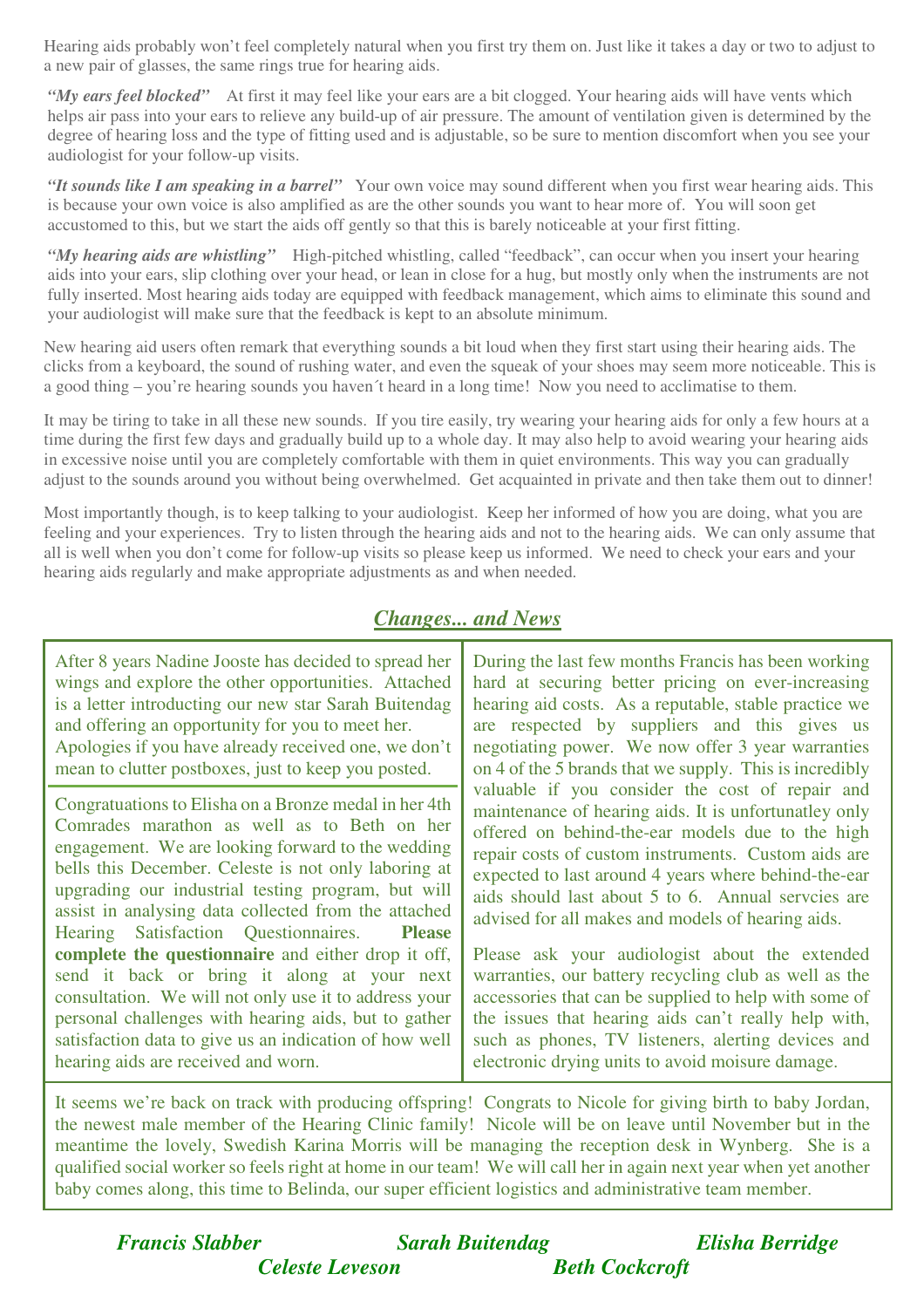Hearing aids probably won't feel completely natural when you first try them on. Just like it takes a day or two to adjust to a new pair of glasses, the same rings true for hearing aids.

***"My ears feel blocked"*** At first it may feel like your ears are a bit clogged. Your hearing aids will have vents which helps air pass into your ears to relieve any build-up of air pressure. The amount of ventilation given is determined by the degree of hearing loss and the type of fitting used and is adjustable, so be sure to mention discomfort when you see your audiologist for your follow-up visits.

***"It sounds like I am speaking in a barrel"*** Your own voice may sound different when you first wear hearing aids. This is because your own voice is also amplified as are the other sounds you want to hear more of. You will soon get accustomed to this, but we start the aids off gently so that this is barely noticeable at your first fitting.

***"My hearing aids are whistling"*** High-pitched whistling, called "feedback", can occur when you insert your hearing aids into your ears, slip clothing over your head, or lean in close for a hug, but mostly only when the instruments are not fully inserted. Most hearing aids today are equipped with feedback management, which aims to eliminate this sound and your audiologist will make sure that the feedback is kept to an absolute minimum.

New hearing aid users often remark that everything sounds a bit loud when they first start using their hearing aids. The clicks from a keyboard, the sound of rushing water, and even the squeak of your shoes may seem more noticeable. This is a good thing – you're hearing sounds you haven´t heard in a long time! Now you need to acclimatise to them.

It may be tiring to take in all these new sounds. If you tire easily, try wearing your hearing aids for only a few hours at a time during the first few days and gradually build up to a whole day. It may also help to avoid wearing your hearing aids in excessive noise until you are completely comfortable with them in quiet environments. This way you can gradually adjust to the sounds around you without being overwhelmed. Get acquainted in private and then take them out to dinner!

Most importantly though, is to keep talking to your audiologist. Keep her informed of how you are doing, what you are feeling and your experiences. Try to listen through the hearing aids and not to the hearing aids. We can only assume that all is well when you don't come for follow-up visits so please keep us informed. We need to check your ears and your hearing aids regularly and make appropriate adjustments as and when needed.

## *Changes... and News*

After 8 years Nadine Jooste has decided to spread her wings and explore the other opportunities. Attached is a letter introducting our new star Sarah Buitendag and offering an opportunity for you to meet her. Apologies if you have already received one, we don't mean to clutter postboxes, just to keep you posted.

Congratuations to Elisha on a Bronze medal in her 4th Comrades marathon as well as to Beth on her engagement. We are looking forward to the wedding bells this December. Celeste is not only laboring at upgrading our industrial testing program, but will assist in analysing data collected from the attached Hearing Satisfaction Questionnaires. **Please complete the questionnaire** and either drop it off, send it back or bring it along at your next consultation. We will not only use it to address your personal challenges with hearing aids, but to gather satisfaction data to give us an indication of how well hearing aids are received and worn.

During the last few months Francis has been working hard at securing better pricing on ever-increasing hearing aid costs. As a reputable, stable practice we are respected by suppliers and this gives us negotiating power. We now offer 3 year warranties on 4 of the 5 brands that we supply. This is incredibly valuable if you consider the cost of repair and maintenance of hearing aids. It is unfortunatley only offered on behind-the-ear models due to the high repair costs of custom instruments. Custom aids are expected to last around 4 years where behind-the-ear aids should last about 5 to 6. Annual servcies are advised for all makes and models of hearing aids.

Please ask your audiologist about the extended warranties, our battery recycling club as well as the accessories that can be supplied to help with some of the issues that hearing aids can't really help with, such as phones, TV listeners, alerting devices and electronic drying units to avoid moisure damage.

It seems we're back on track with producing offspring! Congrats to Nicole for giving birth to baby Jordan, the newest male member of the Hearing Clinic family! Nicole will be on leave until November but in the meantime the lovely, Swedish Karina Morris will be managing the reception desk in Wynberg. She is a qualified social worker so feels right at home in our team! We will call her in again next year when yet another baby comes along, this time to Belinda, our super efficient logistics and administrative team member.

***Francis Slabber*** ***Sarah Buitendag*** ***Elisha Berridge***
***Celeste Leveson*** ***Beth Cockcroft***